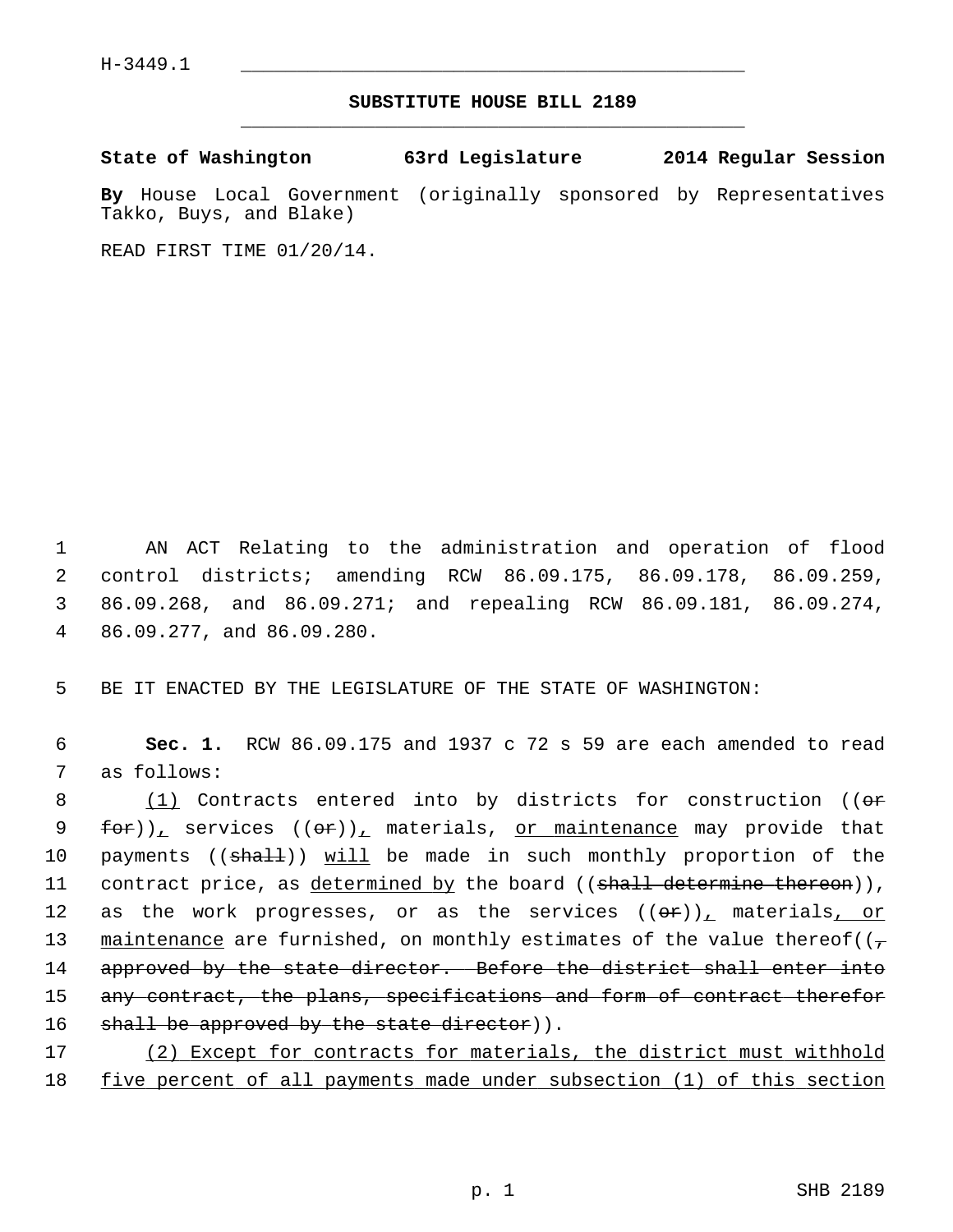H-3449.1

## SUBSTITUTE HOUSE BILL 2189

**State of Washington 63rd Legislature 2014 Regular Session**

**By** House Local Government (originally sponsored by Representatives Takko, Buys, and Blake)

READ FIRST TIME 01/20/14.

AN ACT Relating to the administration and operation of flood control districts; amending RCW 86.09.175, 86.09.178, 86.09.259, 86.09.268, and 86.09.271; and repealing RCW 86.09.181, 86.09.274, 86.09.277, and 86.09.280.

BE IT ENACTED BY THE LEGISLATURE OF THE STATE OF WASHINGTON:

**Sec. 1.** RCW 86.09.175 and 1937 c 72 s 59 are each amended to read as follows:

(1) Contracts entered into by districts for construction ((or for)), services ((or)), materials, or maintenance may provide that payments ((shall)) will be made in such monthly proportion of the contract price, as determined by the board ((shall determine thereon)), as the work progresses, or as the services ((or)), materials, or maintenance are furnished, on monthly estimates of the value thereof((, approved by the state director. Before the district shall enter into any contract, the plans, specifications and form of contract therefor shall be approved by the state director)).

(2) Except for contracts for materials, the district must withhold five percent of all payments made under subsection (1) of this section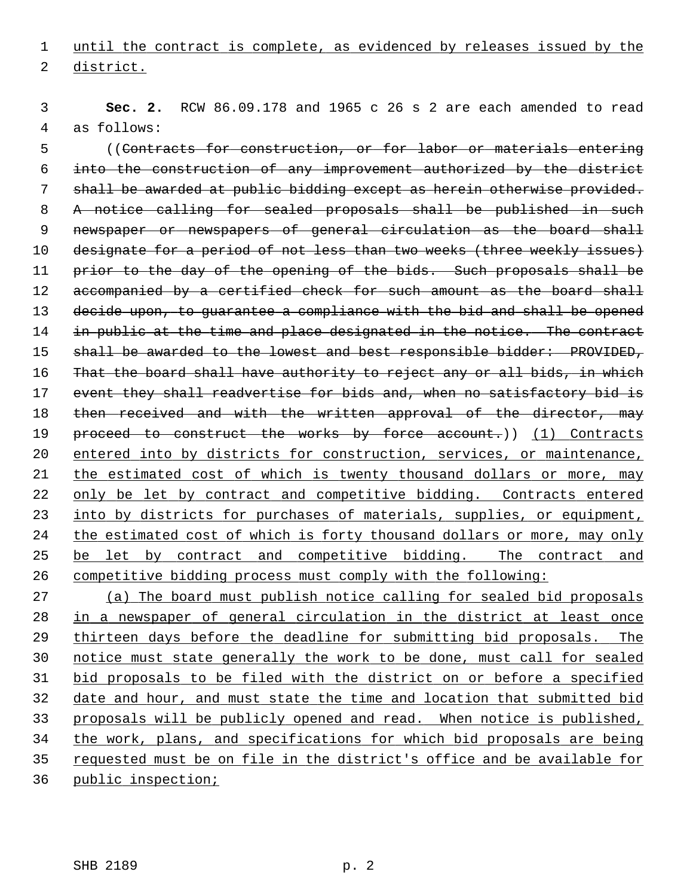until the contract is complete, as evidenced by releases issued by the district.

**Sec. 2.** RCW 86.09.178 and 1965 c 26 s 2 are each amended to read as follows:

((~~Contracts for construction, or for labor or materials entering into the construction of any improvement authorized by the district shall be awarded at public bidding except as herein otherwise provided. A notice calling for sealed proposals shall be published in such newspaper or newspapers of general circulation as the board shall designate for a period of not less than two weeks (three weekly issues) prior to the day of the opening of the bids. Such proposals shall be accompanied by a certified check for such amount as the board shall decide upon, to guarantee a compliance with the bid and shall be opened in public at the time and place designated in the notice. The contract shall be awarded to the lowest and best responsible bidder: PROVIDED, That the board shall have authority to reject any or all bids, in which event they shall readvertise for bids and, when no satisfactory bid is then received and with the written approval of the director, may proceed to construct the works by force account.~~)) (1) Contracts entered into by districts for construction, services, or maintenance, the estimated cost of which is twenty thousand dollars or more, may only be let by contract and competitive bidding. Contracts entered into by districts for purchases of materials, supplies, or equipment, the estimated cost of which is forty thousand dollars or more, may only be let by contract and competitive bidding. The contract and competitive bidding process must comply with the following:

(a) The board must publish notice calling for sealed bid proposals in a newspaper of general circulation in the district at least once thirteen days before the deadline for submitting bid proposals. The notice must state generally the work to be done, must call for sealed bid proposals to be filed with the district on or before a specified date and hour, and must state the time and location that submitted bid proposals will be publicly opened and read. When notice is published, the work, plans, and specifications for which bid proposals are being requested must be on file in the district's office and be available for public inspection;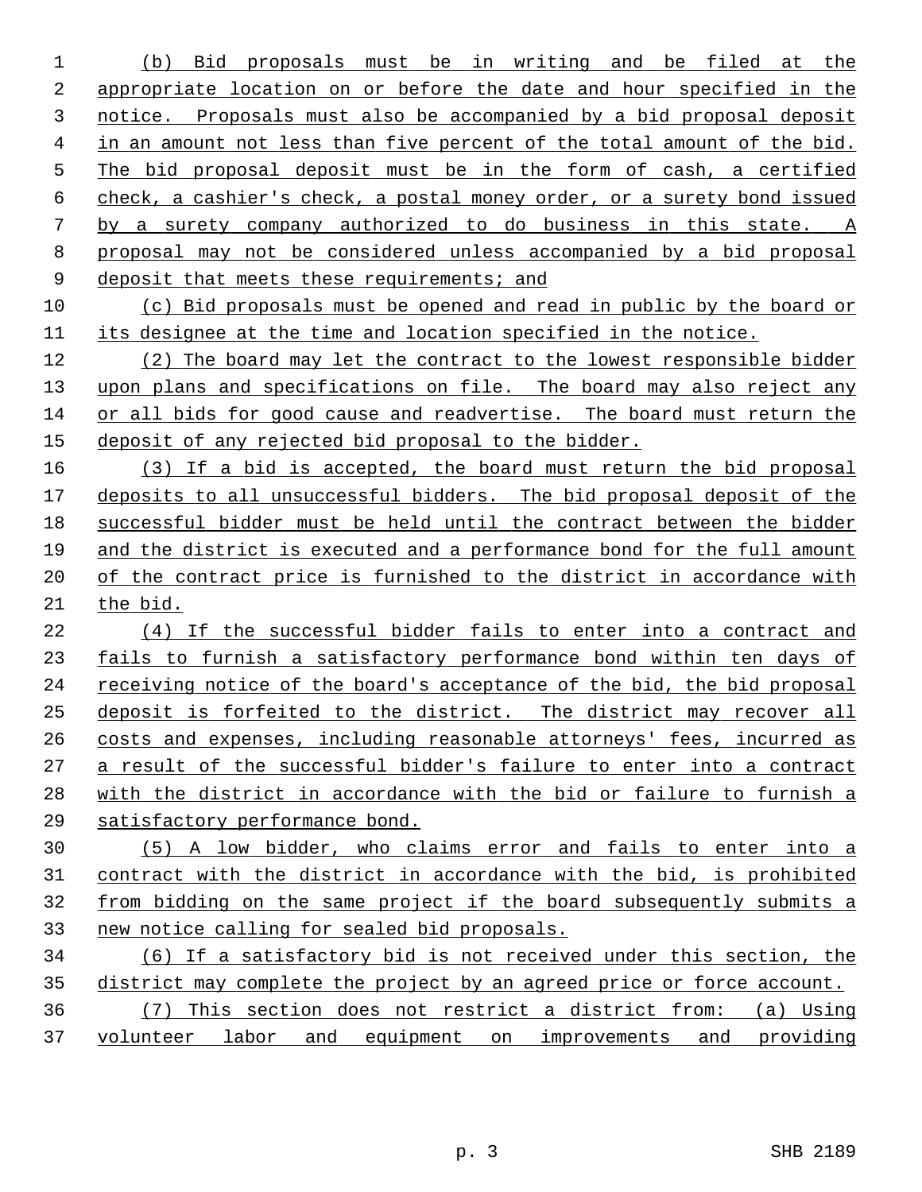(b) Bid proposals must be in writing and be filed at the appropriate location on or before the date and hour specified in the notice. Proposals must also be accompanied by a bid proposal deposit in an amount not less than five percent of the total amount of the bid. The bid proposal deposit must be in the form of cash, a certified check, a cashier's check, a postal money order, or a surety bond issued by a surety company authorized to do business in this state. A proposal may not be considered unless accompanied by a bid proposal deposit that meets these requirements; and

(c) Bid proposals must be opened and read in public by the board or its designee at the time and location specified in the notice.

(2) The board may let the contract to the lowest responsible bidder upon plans and specifications on file. The board may also reject any or all bids for good cause and readvertise. The board must return the deposit of any rejected bid proposal to the bidder.

(3) If a bid is accepted, the board must return the bid proposal deposits to all unsuccessful bidders. The bid proposal deposit of the successful bidder must be held until the contract between the bidder and the district is executed and a performance bond for the full amount of the contract price is furnished to the district in accordance with the bid.

(4) If the successful bidder fails to enter into a contract and fails to furnish a satisfactory performance bond within ten days of receiving notice of the board's acceptance of the bid, the bid proposal deposit is forfeited to the district. The district may recover all costs and expenses, including reasonable attorneys' fees, incurred as a result of the successful bidder's failure to enter into a contract with the district in accordance with the bid or failure to furnish a satisfactory performance bond.

(5) A low bidder, who claims error and fails to enter into a contract with the district in accordance with the bid, is prohibited from bidding on the same project if the board subsequently submits a new notice calling for sealed bid proposals.

(6) If a satisfactory bid is not received under this section, the district may complete the project by an agreed price or force account.

(7) This section does not restrict a district from: (a) Using volunteer labor and equipment on improvements and providing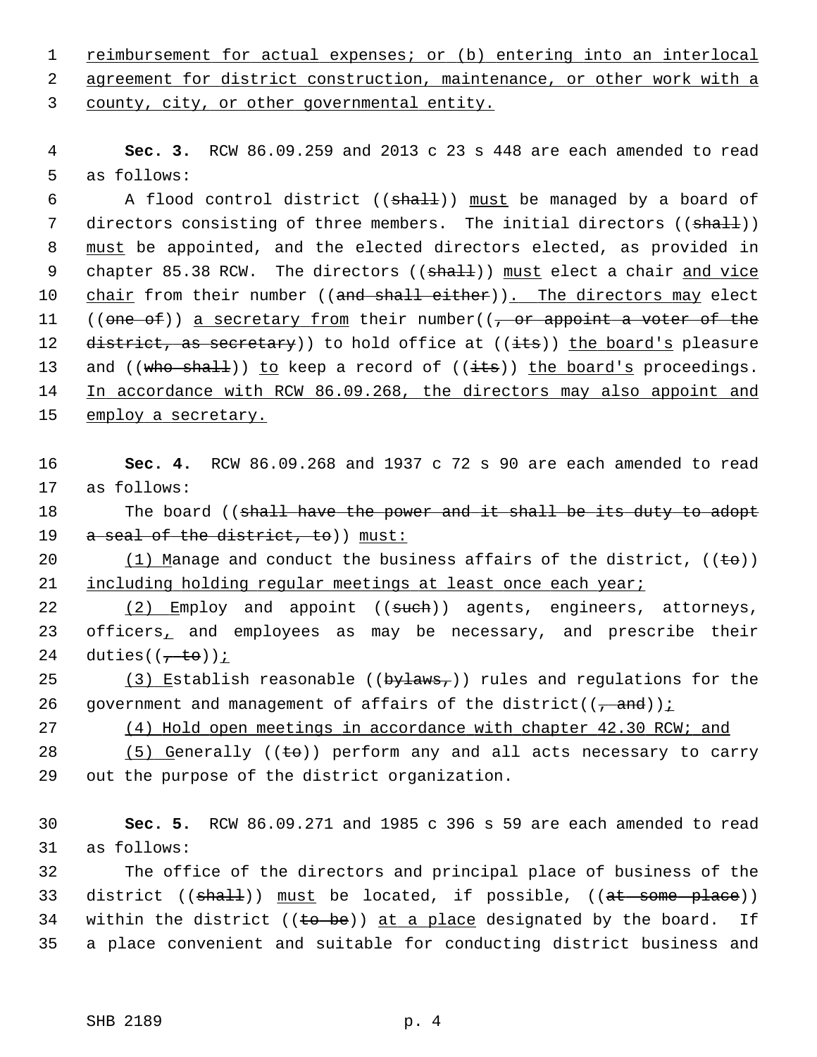reimbursement for actual expenses; or (b) entering into an interlocal agreement for district construction, maintenance, or other work with a county, city, or other governmental entity.

**Sec. 3.** RCW 86.09.259 and 2013 c 23 s 448 are each amended to read as follows:

A flood control district ((~~shall~~)) must be managed by a board of directors consisting of three members. The initial directors ((~~shall~~)) must be appointed, and the elected directors elected, as provided in chapter 85.38 RCW. The directors ((~~shall~~)) must elect a chair and vice chair from their number ((~~and shall either~~)). The directors may elect ((~~one of~~)) a secretary from their number((~~, or appoint a voter of the district, as secretary~~)) to hold office at ((~~its~~)) the board's pleasure and ((~~who shall~~)) to keep a record of ((~~its~~)) the board's proceedings. In accordance with RCW 86.09.268, the directors may also appoint and employ a secretary.

**Sec. 4.** RCW 86.09.268 and 1937 c 72 s 90 are each amended to read as follows:

The board ((~~shall have the power and it shall be its duty to adopt a seal of the district, to~~)) must:

(1) Manage and conduct the business affairs of the district, ((~~to~~)) including holding regular meetings at least once each year;

(2) Employ and appoint ((~~such~~)) agents, engineers, attorneys, officers, and employees as may be necessary, and prescribe their duties((~~, to~~));

(3) Establish reasonable ((~~bylaws,~~)) rules and regulations for the government and management of affairs of the district((~~, and~~));

(4) Hold open meetings in accordance with chapter 42.30 RCW; and

(5) Generally ((~~to~~)) perform any and all acts necessary to carry out the purpose of the district organization.

**Sec. 5.** RCW 86.09.271 and 1985 c 396 s 59 are each amended to read as follows:

The office of the directors and principal place of business of the district ((~~shall~~)) must be located, if possible, ((~~at some place~~)) within the district ((~~to be~~)) at a place designated by the board. If a place convenient and suitable for conducting district business and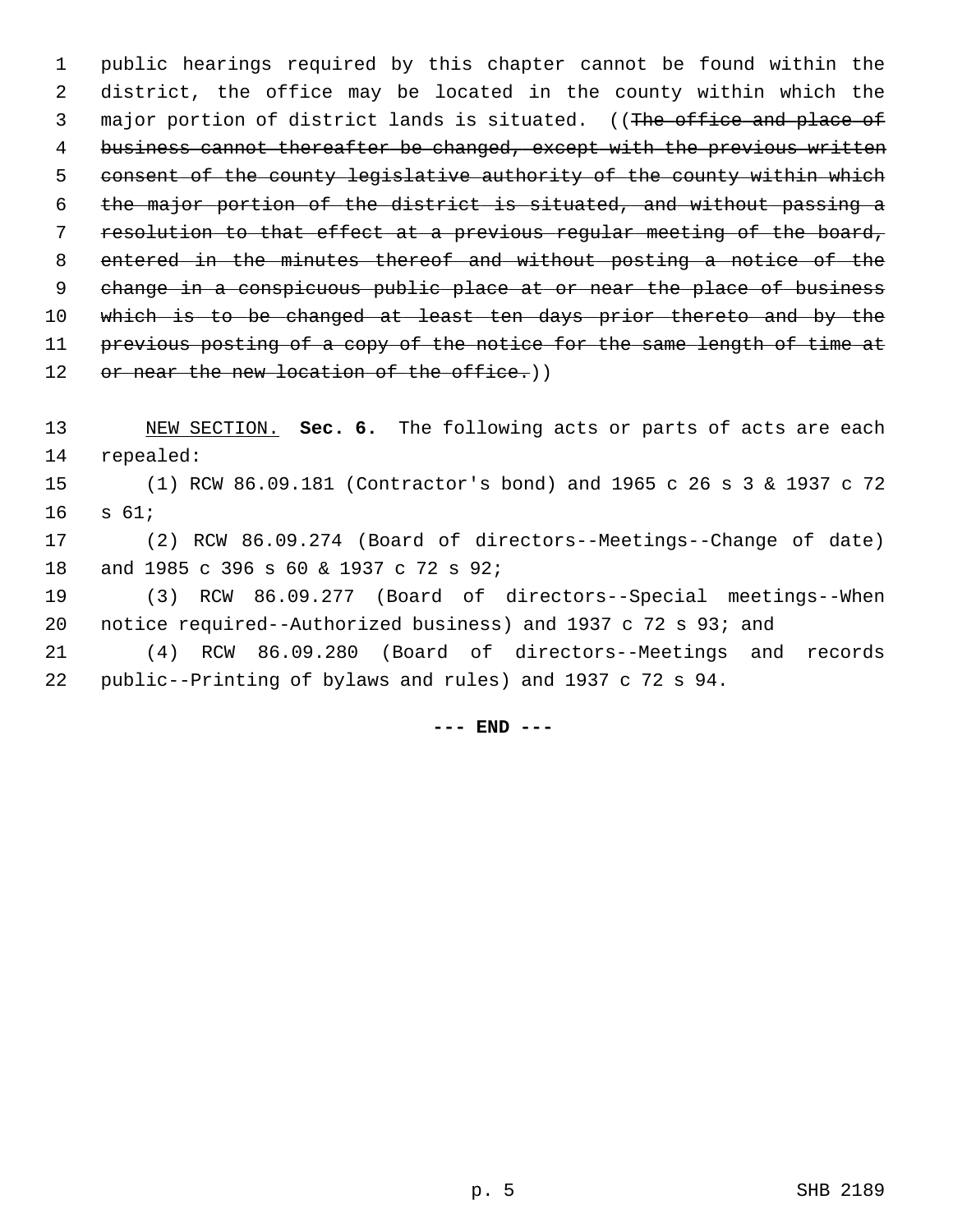public hearings required by this chapter cannot be found within the district, the office may be located in the county within which the major portion of district lands is situated. ((~~The office and place of business cannot thereafter be changed, except with the previous written consent of the county legislative authority of the county within which the major portion of the district is situated, and without passing a resolution to that effect at a previous regular meeting of the board, entered in the minutes thereof and without posting a notice of the change in a conspicuous public place at or near the place of business which is to be changed at least ten days prior thereto and by the previous posting of a copy of the notice for the same length of time at or near the new location of the office.~~))

<u>NEW SECTION.</u> **Sec. 6.** The following acts or parts of acts are each repealed:

(1) RCW 86.09.181 (Contractor's bond) and 1965 c 26 s 3 & 1937 c 72 s 61;

(2) RCW 86.09.274 (Board of directors--Meetings--Change of date) and 1985 c 396 s 60 & 1937 c 72 s 92;

(3) RCW 86.09.277 (Board of directors--Special meetings--When notice required--Authorized business) and 1937 c 72 s 93; and

(4) RCW 86.09.280 (Board of directors--Meetings and records public--Printing of bylaws and rules) and 1937 c 72 s 94.

**--- END ---**